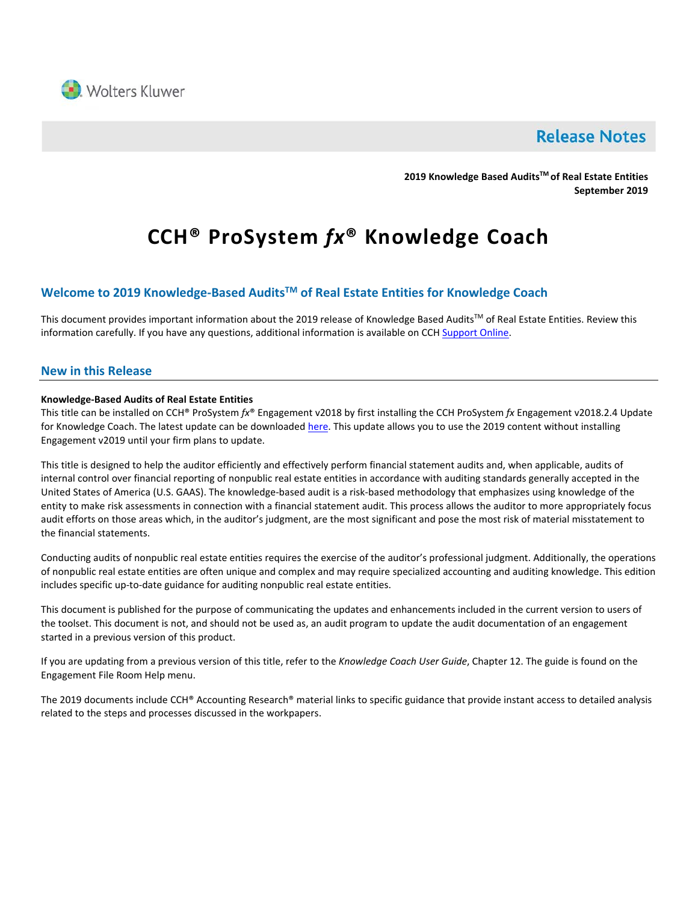Wolters Kluwer

# Release Notes

**2019 Knowledge Based Audits™ of Real Estate Entities**
**September 2019**

# CCH® ProSystem *fx*® Knowledge Coach

## Welcome to 2019 Knowledge-Based Audits™ of Real Estate Entities for Knowledge Coach

This document provides important information about the 2019 release of Knowledge Based Audits™ of Real Estate Entities. Review this information carefully. If you have any questions, additional information is available on CCH Support Online.

## New in this Release

**Knowledge-Based Audits of Real Estate Entities**

This title can be installed on CCH® ProSystem *fx*® Engagement v2018 by first installing the CCH ProSystem *fx* Engagement v2018.2.4 Update for Knowledge Coach. The latest update can be downloaded here. This update allows you to use the 2019 content without installing Engagement v2019 until your firm plans to update.

This title is designed to help the auditor efficiently and effectively perform financial statement audits and, when applicable, audits of internal control over financial reporting of nonpublic real estate entities in accordance with auditing standards generally accepted in the United States of America (U.S. GAAS). The knowledge-based audit is a risk-based methodology that emphasizes using knowledge of the entity to make risk assessments in connection with a financial statement audit. This process allows the auditor to more appropriately focus audit efforts on those areas which, in the auditor's judgment, are the most significant and pose the most risk of material misstatement to the financial statements.

Conducting audits of nonpublic real estate entities requires the exercise of the auditor's professional judgment. Additionally, the operations of nonpublic real estate entities are often unique and complex and may require specialized accounting and auditing knowledge. This edition includes specific up-to-date guidance for auditing nonpublic real estate entities.

This document is published for the purpose of communicating the updates and enhancements included in the current version to users of the toolset. This document is not, and should not be used as, an audit program to update the audit documentation of an engagement started in a previous version of this product.

If you are updating from a previous version of this title, refer to the *Knowledge Coach User Guide*, Chapter 12. The guide is found on the Engagement File Room Help menu.

The 2019 documents include CCH® Accounting Research® material links to specific guidance that provide instant access to detailed analysis related to the steps and processes discussed in the workpapers.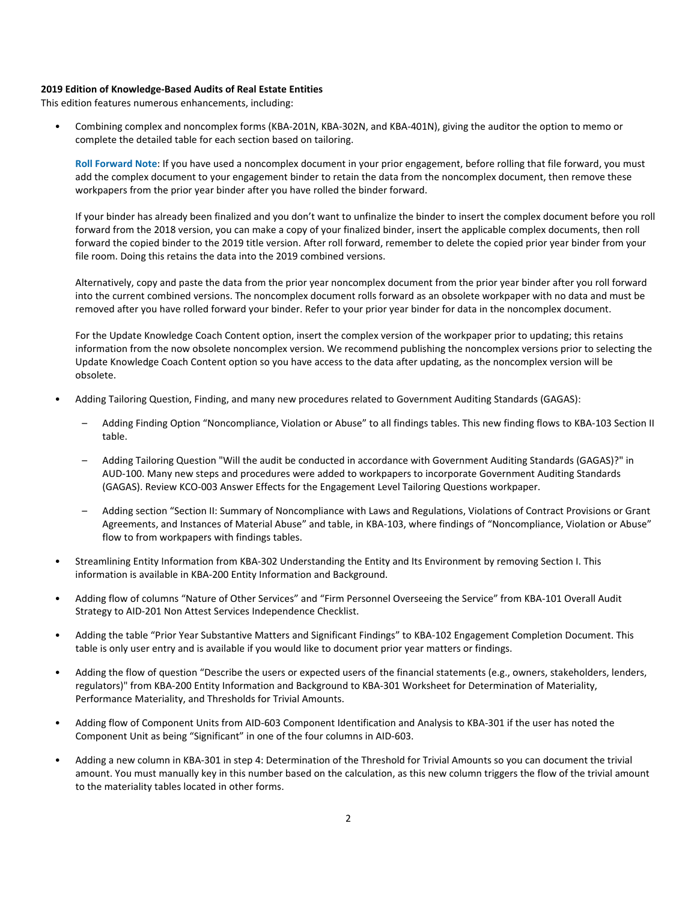**2019 Edition of Knowledge-Based Audits of Real Estate Entities**

This edition features numerous enhancements, including:

- Combining complex and noncomplex forms (KBA-201N, KBA-302N, and KBA-401N), giving the auditor the option to memo or complete the detailed table for each section based on tailoring.

  **Roll Forward Note**: If you have used a noncomplex document in your prior engagement, before rolling that file forward, you must add the complex document to your engagement binder to retain the data from the noncomplex document, then remove these workpapers from the prior year binder after you have rolled the binder forward.

  If your binder has already been finalized and you don't want to unfinalize the binder to insert the complex document before you roll forward from the 2018 version, you can make a copy of your finalized binder, insert the applicable complex documents, then roll forward the copied binder to the 2019 title version. After roll forward, remember to delete the copied prior year binder from your file room. Doing this retains the data into the 2019 combined versions.

  Alternatively, copy and paste the data from the prior year noncomplex document from the prior year binder after you roll forward into the current combined versions. The noncomplex document rolls forward as an obsolete workpaper with no data and must be removed after you have rolled forward your binder. Refer to your prior year binder for data in the noncomplex document.

  For the Update Knowledge Coach Content option, insert the complex version of the workpaper prior to updating; this retains information from the now obsolete noncomplex version. We recommend publishing the noncomplex versions prior to selecting the Update Knowledge Coach Content option so you have access to the data after updating, as the noncomplex version will be obsolete.

- Adding Tailoring Question, Finding, and many new procedures related to Government Auditing Standards (GAGAS):
  - Adding Finding Option "Noncompliance, Violation or Abuse" to all findings tables. This new finding flows to KBA-103 Section II table.
  - Adding Tailoring Question "Will the audit be conducted in accordance with Government Auditing Standards (GAGAS)?" in AUD-100. Many new steps and procedures were added to workpapers to incorporate Government Auditing Standards (GAGAS). Review KCO-003 Answer Effects for the Engagement Level Tailoring Questions workpaper.
  - Adding section "Section II: Summary of Noncompliance with Laws and Regulations, Violations of Contract Provisions or Grant Agreements, and Instances of Material Abuse" and table, in KBA-103, where findings of "Noncompliance, Violation or Abuse" flow to from workpapers with findings tables.
- Streamlining Entity Information from KBA-302 Understanding the Entity and Its Environment by removing Section I. This information is available in KBA-200 Entity Information and Background.
- Adding flow of columns "Nature of Other Services" and "Firm Personnel Overseeing the Service" from KBA-101 Overall Audit Strategy to AID-201 Non Attest Services Independence Checklist.
- Adding the table "Prior Year Substantive Matters and Significant Findings" to KBA-102 Engagement Completion Document. This table is only user entry and is available if you would like to document prior year matters or findings.
- Adding the flow of question "Describe the users or expected users of the financial statements (e.g., owners, stakeholders, lenders, regulators)" from KBA-200 Entity Information and Background to KBA-301 Worksheet for Determination of Materiality, Performance Materiality, and Thresholds for Trivial Amounts.
- Adding flow of Component Units from AID-603 Component Identification and Analysis to KBA-301 if the user has noted the Component Unit as being "Significant" in one of the four columns in AID-603.
- Adding a new column in KBA-301 in step 4: Determination of the Threshold for Trivial Amounts so you can document the trivial amount. You must manually key in this number based on the calculation, as this new column triggers the flow of the trivial amount to the materiality tables located in other forms.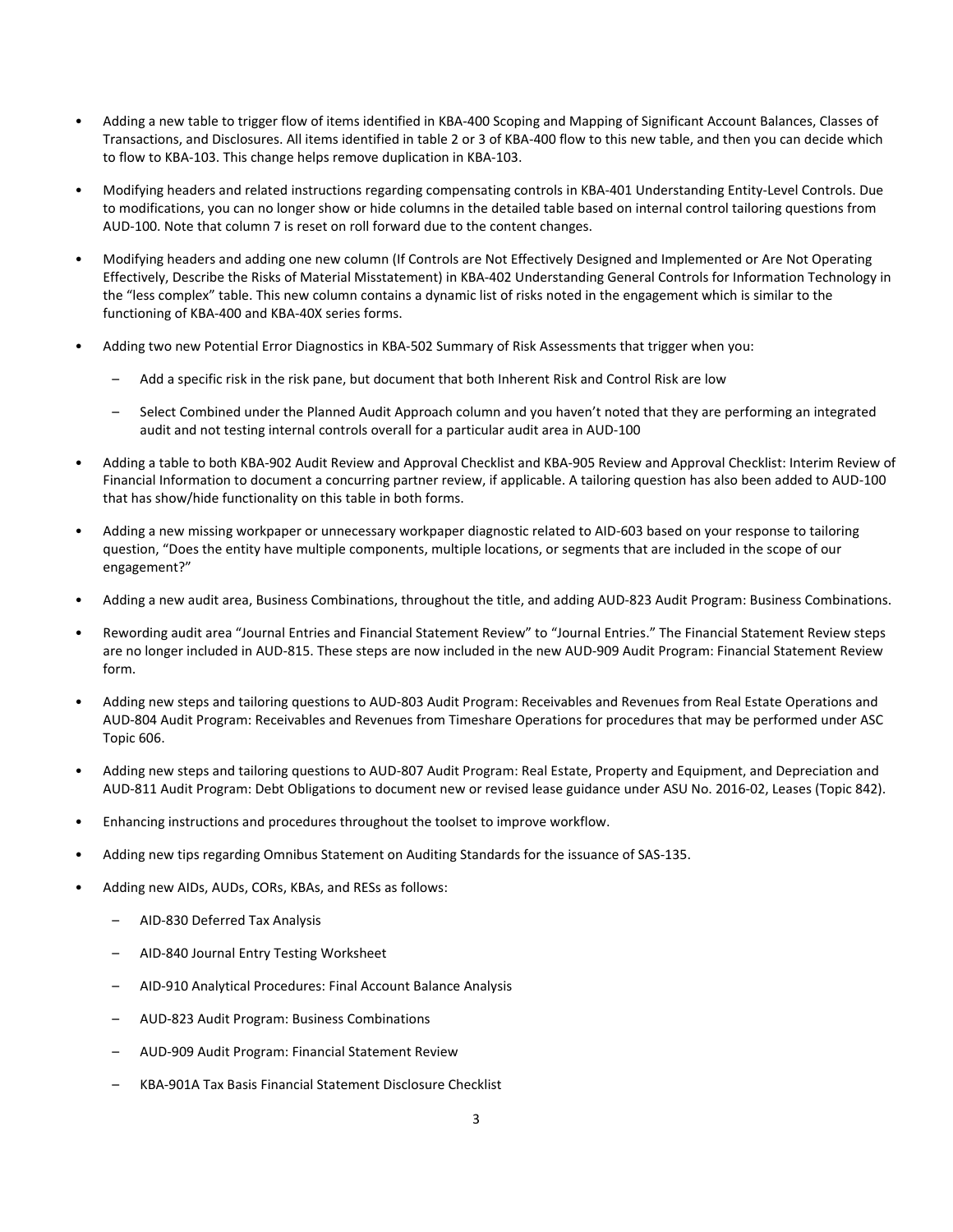- Adding a new table to trigger flow of items identified in KBA-400 Scoping and Mapping of Significant Account Balances, Classes of Transactions, and Disclosures. All items identified in table 2 or 3 of KBA-400 flow to this new table, and then you can decide which to flow to KBA-103. This change helps remove duplication in KBA-103.

- Modifying headers and related instructions regarding compensating controls in KBA-401 Understanding Entity-Level Controls. Due to modifications, you can no longer show or hide columns in the detailed table based on internal control tailoring questions from AUD-100. Note that column 7 is reset on roll forward due to the content changes.

- Modifying headers and adding one new column (If Controls are Not Effectively Designed and Implemented or Are Not Operating Effectively, Describe the Risks of Material Misstatement) in KBA-402 Understanding General Controls for Information Technology in the "less complex" table. This new column contains a dynamic list of risks noted in the engagement which is similar to the functioning of KBA-400 and KBA-40X series forms.

- Adding two new Potential Error Diagnostics in KBA-502 Summary of Risk Assessments that trigger when you:

  - Add a specific risk in the risk pane, but document that both Inherent Risk and Control Risk are low

  - Select Combined under the Planned Audit Approach column and you haven't noted that they are performing an integrated audit and not testing internal controls overall for a particular audit area in AUD-100

- Adding a table to both KBA-902 Audit Review and Approval Checklist and KBA-905 Review and Approval Checklist: Interim Review of Financial Information to document a concurring partner review, if applicable. A tailoring question has also been added to AUD-100 that has show/hide functionality on this table in both forms.

- Adding a new missing workpaper or unnecessary workpaper diagnostic related to AID-603 based on your response to tailoring question, "Does the entity have multiple components, multiple locations, or segments that are included in the scope of our engagement?"

- Adding a new audit area, Business Combinations, throughout the title, and adding AUD-823 Audit Program: Business Combinations.

- Rewording audit area "Journal Entries and Financial Statement Review" to "Journal Entries." The Financial Statement Review steps are no longer included in AUD-815. These steps are now included in the new AUD-909 Audit Program: Financial Statement Review form.

- Adding new steps and tailoring questions to AUD-803 Audit Program: Receivables and Revenues from Real Estate Operations and AUD-804 Audit Program: Receivables and Revenues from Timeshare Operations for procedures that may be performed under ASC Topic 606.

- Adding new steps and tailoring questions to AUD-807 Audit Program: Real Estate, Property and Equipment, and Depreciation and AUD-811 Audit Program: Debt Obligations to document new or revised lease guidance under ASU No. 2016-02, Leases (Topic 842).

- Enhancing instructions and procedures throughout the toolset to improve workflow.

- Adding new tips regarding Omnibus Statement on Auditing Standards for the issuance of SAS-135.

- Adding new AIDs, AUDs, CORs, KBAs, and RESs as follows:

  - AID-830 Deferred Tax Analysis

  - AID-840 Journal Entry Testing Worksheet

  - AID-910 Analytical Procedures: Final Account Balance Analysis

  - AUD-823 Audit Program: Business Combinations

  - AUD-909 Audit Program: Financial Statement Review

  - KBA-901A Tax Basis Financial Statement Disclosure Checklist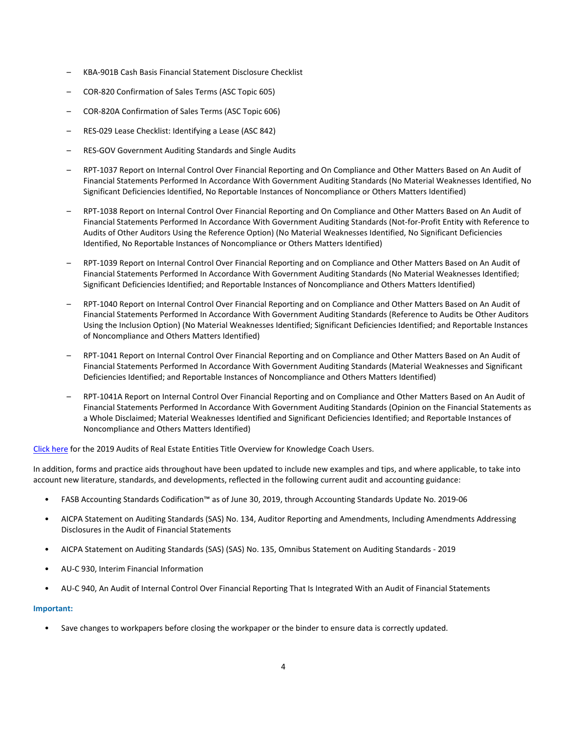- KBA-901B Cash Basis Financial Statement Disclosure Checklist
- COR-820 Confirmation of Sales Terms (ASC Topic 605)
- COR-820A Confirmation of Sales Terms (ASC Topic 606)
- RES-029 Lease Checklist: Identifying a Lease (ASC 842)
- RES-GOV Government Auditing Standards and Single Audits
- RPT-1037 Report on Internal Control Over Financial Reporting and On Compliance and Other Matters Based on An Audit of Financial Statements Performed In Accordance With Government Auditing Standards (No Material Weaknesses Identified, No Significant Deficiencies Identified, No Reportable Instances of Noncompliance or Others Matters Identified)
- RPT-1038 Report on Internal Control Over Financial Reporting and On Compliance and Other Matters Based on An Audit of Financial Statements Performed In Accordance With Government Auditing Standards (Not-for-Profit Entity with Reference to Audits of Other Auditors Using the Reference Option) (No Material Weaknesses Identified, No Significant Deficiencies Identified, No Reportable Instances of Noncompliance or Others Matters Identified)
- RPT-1039 Report on Internal Control Over Financial Reporting and on Compliance and Other Matters Based on An Audit of Financial Statements Performed In Accordance With Government Auditing Standards (No Material Weaknesses Identified; Significant Deficiencies Identified; and Reportable Instances of Noncompliance and Others Matters Identified)
- RPT-1040 Report on Internal Control Over Financial Reporting and on Compliance and Other Matters Based on An Audit of Financial Statements Performed In Accordance With Government Auditing Standards (Reference to Audits be Other Auditors Using the Inclusion Option) (No Material Weaknesses Identified; Significant Deficiencies Identified; and Reportable Instances of Noncompliance and Others Matters Identified)
- RPT-1041 Report on Internal Control Over Financial Reporting and on Compliance and Other Matters Based on An Audit of Financial Statements Performed In Accordance With Government Auditing Standards (Material Weaknesses and Significant Deficiencies Identified; and Reportable Instances of Noncompliance and Others Matters Identified)
- RPT-1041A Report on Internal Control Over Financial Reporting and on Compliance and Other Matters Based on An Audit of Financial Statements Performed In Accordance With Government Auditing Standards (Opinion on the Financial Statements as a Whole Disclaimed; Material Weaknesses Identified and Significant Deficiencies Identified; and Reportable Instances of Noncompliance and Others Matters Identified)

Click here for the 2019 Audits of Real Estate Entities Title Overview for Knowledge Coach Users.

In addition, forms and practice aids throughout have been updated to include new examples and tips, and where applicable, to take into account new literature, standards, and developments, reflected in the following current audit and accounting guidance:

- FASB Accounting Standards Codification™ as of June 30, 2019, through Accounting Standards Update No. 2019-06
- AICPA Statement on Auditing Standards (SAS) No. 134, Auditor Reporting and Amendments, Including Amendments Addressing Disclosures in the Audit of Financial Statements
- AICPA Statement on Auditing Standards (SAS) (SAS) No. 135, Omnibus Statement on Auditing Standards - 2019
- AU-C 930, Interim Financial Information
- AU-C 940, An Audit of Internal Control Over Financial Reporting That Is Integrated With an Audit of Financial Statements

**Important:**

- Save changes to workpapers before closing the workpaper or the binder to ensure data is correctly updated.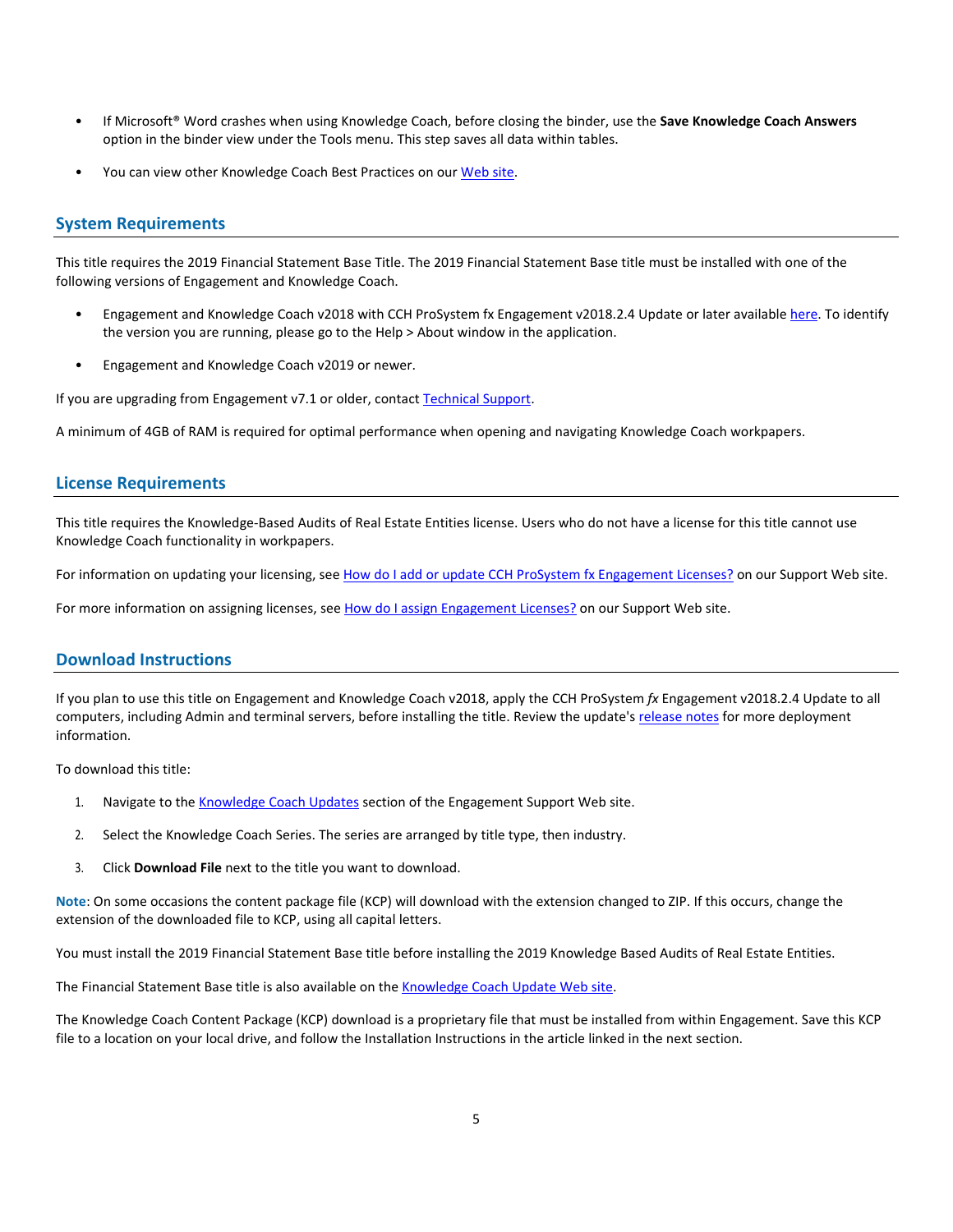- If Microsoft® Word crashes when using Knowledge Coach, before closing the binder, use the **Save Knowledge Coach Answers** option in the binder view under the Tools menu. This step saves all data within tables.
- You can view other Knowledge Coach Best Practices on our Web site.

## System Requirements

This title requires the 2019 Financial Statement Base Title. The 2019 Financial Statement Base title must be installed with one of the following versions of Engagement and Knowledge Coach.

- Engagement and Knowledge Coach v2018 with CCH ProSystem fx Engagement v2018.2.4 Update or later available here. To identify the version you are running, please go to the Help > About window in the application.
- Engagement and Knowledge Coach v2019 or newer.

If you are upgrading from Engagement v7.1 or older, contact Technical Support.

A minimum of 4GB of RAM is required for optimal performance when opening and navigating Knowledge Coach workpapers.

## License Requirements

This title requires the Knowledge-Based Audits of Real Estate Entities license. Users who do not have a license for this title cannot use Knowledge Coach functionality in workpapers.

For information on updating your licensing, see How do I add or update CCH ProSystem fx Engagement Licenses? on our Support Web site.

For more information on assigning licenses, see How do I assign Engagement Licenses? on our Support Web site.

## Download Instructions

If you plan to use this title on Engagement and Knowledge Coach v2018, apply the CCH ProSystem *fx* Engagement v2018.2.4 Update to all computers, including Admin and terminal servers, before installing the title. Review the update's release notes for more deployment information.

To download this title:

1. Navigate to the Knowledge Coach Updates section of the Engagement Support Web site.
2. Select the Knowledge Coach Series. The series are arranged by title type, then industry.
3. Click **Download File** next to the title you want to download.

**Note**: On some occasions the content package file (KCP) will download with the extension changed to ZIP. If this occurs, change the extension of the downloaded file to KCP, using all capital letters.

You must install the 2019 Financial Statement Base title before installing the 2019 Knowledge Based Audits of Real Estate Entities.

The Financial Statement Base title is also available on the Knowledge Coach Update Web site.

The Knowledge Coach Content Package (KCP) download is a proprietary file that must be installed from within Engagement. Save this KCP file to a location on your local drive, and follow the Installation Instructions in the article linked in the next section.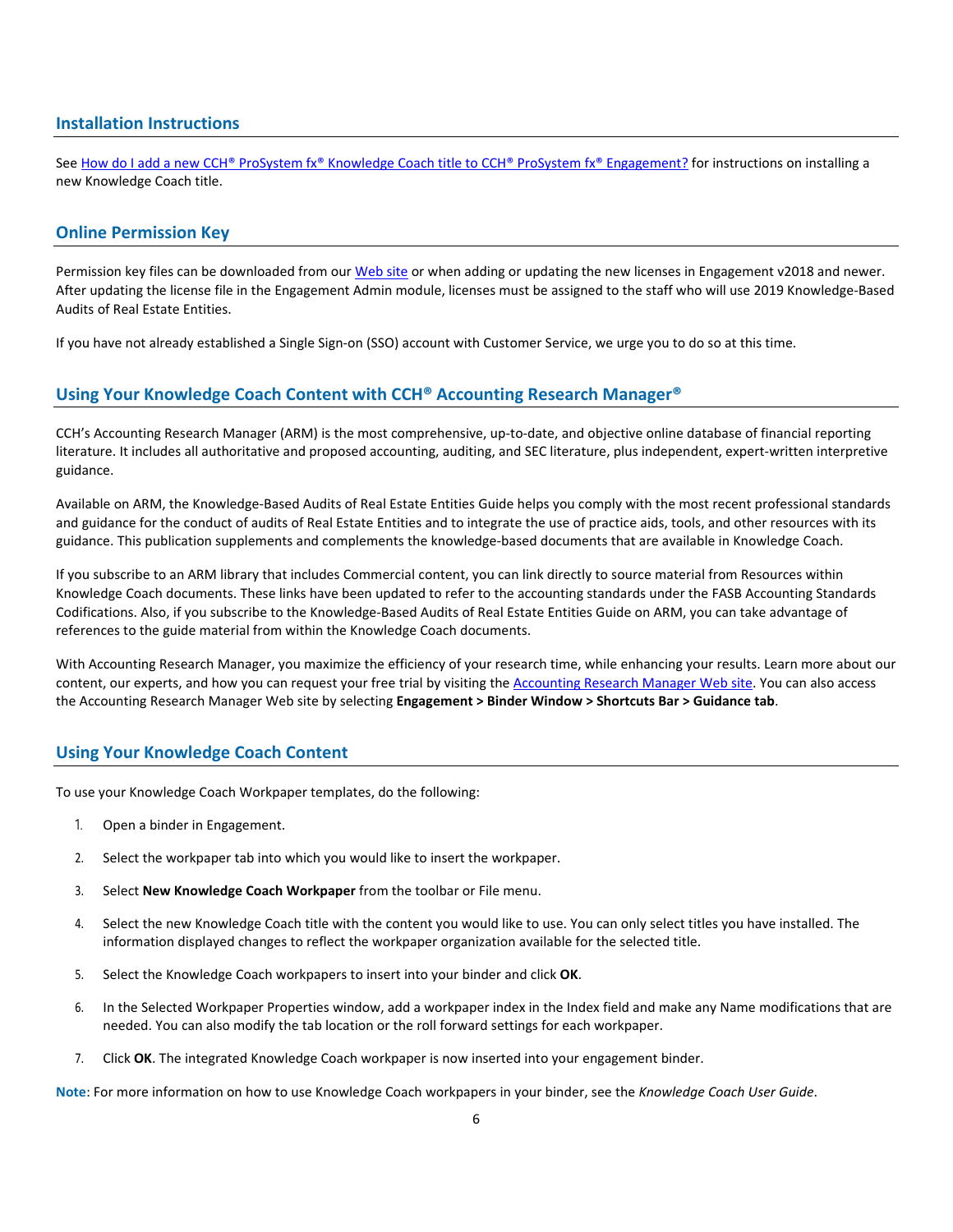## Installation Instructions

See [How do I add a new CCH® ProSystem fx® Knowledge Coach title to CCH® ProSystem fx® Engagement?] for instructions on installing a new Knowledge Coach title.

## Online Permission Key

Permission key files can be downloaded from our [Web site] or when adding or updating the new licenses in Engagement v2018 and newer. After updating the license file in the Engagement Admin module, licenses must be assigned to the staff who will use 2019 Knowledge-Based Audits of Real Estate Entities.

If you have not already established a Single Sign-on (SSO) account with Customer Service, we urge you to do so at this time.

## Using Your Knowledge Coach Content with CCH® Accounting Research Manager®

CCH's Accounting Research Manager (ARM) is the most comprehensive, up-to-date, and objective online database of financial reporting literature. It includes all authoritative and proposed accounting, auditing, and SEC literature, plus independent, expert-written interpretive guidance.

Available on ARM, the Knowledge-Based Audits of Real Estate Entities Guide helps you comply with the most recent professional standards and guidance for the conduct of audits of Real Estate Entities and to integrate the use of practice aids, tools, and other resources with its guidance. This publication supplements and complements the knowledge-based documents that are available in Knowledge Coach.

If you subscribe to an ARM library that includes Commercial content, you can link directly to source material from Resources within Knowledge Coach documents. These links have been updated to refer to the accounting standards under the FASB Accounting Standards Codifications. Also, if you subscribe to the Knowledge-Based Audits of Real Estate Entities Guide on ARM, you can take advantage of references to the guide material from within the Knowledge Coach documents.

With Accounting Research Manager, you maximize the efficiency of your research time, while enhancing your results. Learn more about our content, our experts, and how you can request your free trial by visiting the [Accounting Research Manager Web site]. You can also access the Accounting Research Manager Web site by selecting **Engagement > Binder Window > Shortcuts Bar > Guidance tab**.

## Using Your Knowledge Coach Content

To use your Knowledge Coach Workpaper templates, do the following:

1. Open a binder in Engagement.
2. Select the workpaper tab into which you would like to insert the workpaper.
3. Select **New Knowledge Coach Workpaper** from the toolbar or File menu.
4. Select the new Knowledge Coach title with the content you would like to use. You can only select titles you have installed. The information displayed changes to reflect the workpaper organization available for the selected title.
5. Select the Knowledge Coach workpapers to insert into your binder and click **OK**.
6. In the Selected Workpaper Properties window, add a workpaper index in the Index field and make any Name modifications that are needed. You can also modify the tab location or the roll forward settings for each workpaper.
7. Click **OK**. The integrated Knowledge Coach workpaper is now inserted into your engagement binder.

**Note**: For more information on how to use Knowledge Coach workpapers in your binder, see the *Knowledge Coach User Guide*.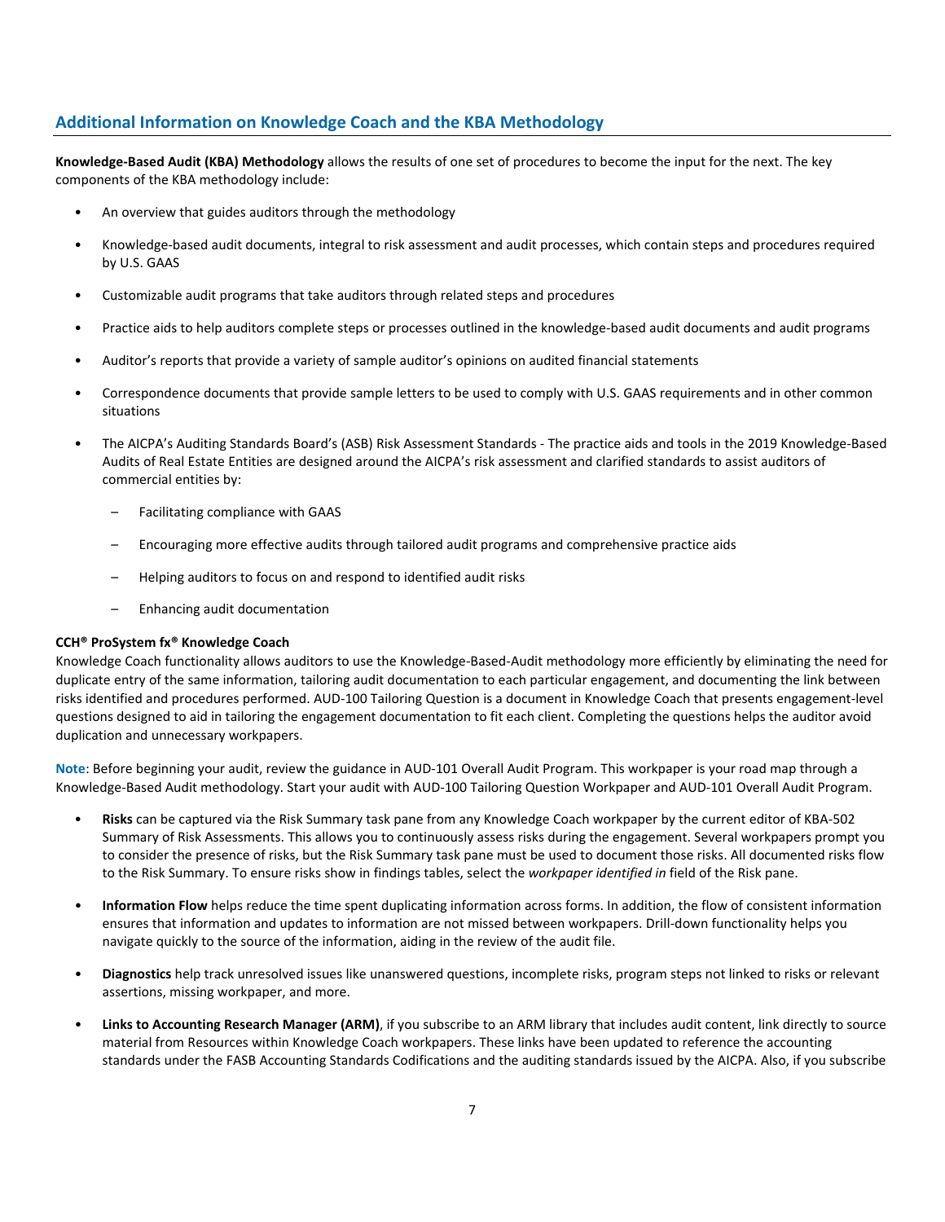## Additional Information on Knowledge Coach and the KBA Methodology

**Knowledge-Based Audit (KBA) Methodology** allows the results of one set of procedures to become the input for the next. The key components of the KBA methodology include:

- An overview that guides auditors through the methodology
- Knowledge-based audit documents, integral to risk assessment and audit processes, which contain steps and procedures required by U.S. GAAS
- Customizable audit programs that take auditors through related steps and procedures
- Practice aids to help auditors complete steps or processes outlined in the knowledge-based audit documents and audit programs
- Auditor's reports that provide a variety of sample auditor's opinions on audited financial statements
- Correspondence documents that provide sample letters to be used to comply with U.S. GAAS requirements and in other common situations
- The AICPA's Auditing Standards Board's (ASB) Risk Assessment Standards - The practice aids and tools in the 2019 Knowledge-Based Audits of Real Estate Entities are designed around the AICPA's risk assessment and clarified standards to assist auditors of commercial entities by:
  - Facilitating compliance with GAAS
  - Encouraging more effective audits through tailored audit programs and comprehensive practice aids
  - Helping auditors to focus on and respond to identified audit risks
  - Enhancing audit documentation

**CCH® ProSystem fx® Knowledge Coach**
Knowledge Coach functionality allows auditors to use the Knowledge-Based-Audit methodology more efficiently by eliminating the need for duplicate entry of the same information, tailoring audit documentation to each particular engagement, and documenting the link between risks identified and procedures performed. AUD-100 Tailoring Question is a document in Knowledge Coach that presents engagement-level questions designed to aid in tailoring the engagement documentation to fit each client. Completing the questions helps the auditor avoid duplication and unnecessary workpapers.

**Note**: Before beginning your audit, review the guidance in AUD-101 Overall Audit Program. This workpaper is your road map through a Knowledge-Based Audit methodology. Start your audit with AUD-100 Tailoring Question Workpaper and AUD-101 Overall Audit Program.

- **Risks** can be captured via the Risk Summary task pane from any Knowledge Coach workpaper by the current editor of KBA-502 Summary of Risk Assessments. This allows you to continuously assess risks during the engagement. Several workpapers prompt you to consider the presence of risks, but the Risk Summary task pane must be used to document those risks. All documented risks flow to the Risk Summary. To ensure risks show in findings tables, select the *workpaper identified in* field of the Risk pane.
- **Information Flow** helps reduce the time spent duplicating information across forms. In addition, the flow of consistent information ensures that information and updates to information are not missed between workpapers. Drill-down functionality helps you navigate quickly to the source of the information, aiding in the review of the audit file.
- **Diagnostics** help track unresolved issues like unanswered questions, incomplete risks, program steps not linked to risks or relevant assertions, missing workpaper, and more.
- **Links to Accounting Research Manager (ARM)**, if you subscribe to an ARM library that includes audit content, link directly to source material from Resources within Knowledge Coach workpapers. These links have been updated to reference the accounting standards under the FASB Accounting Standards Codifications and the auditing standards issued by the AICPA. Also, if you subscribe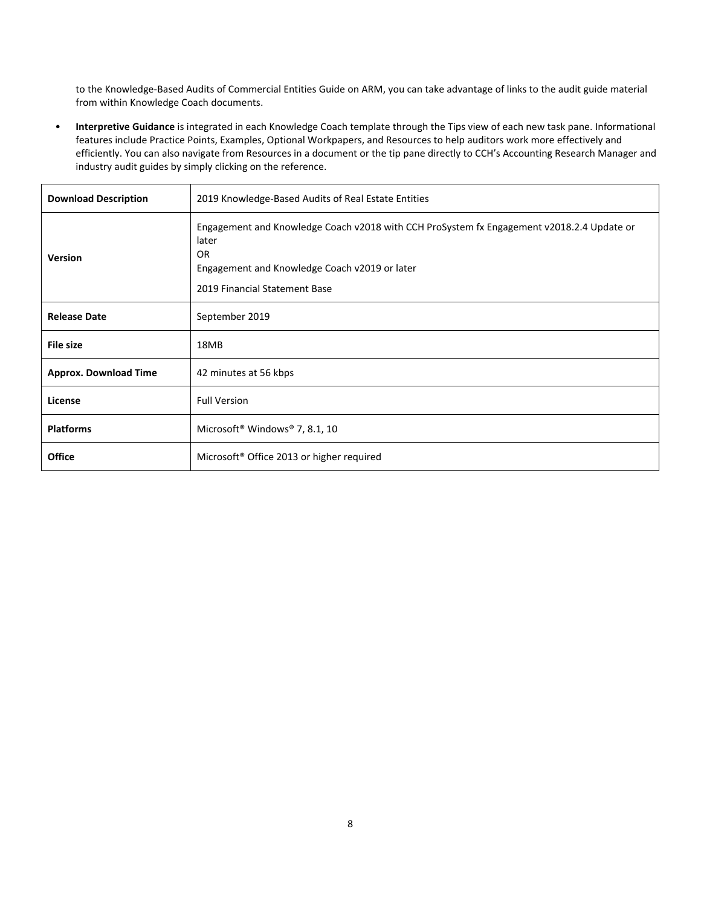to the Knowledge-Based Audits of Commercial Entities Guide on ARM, you can take advantage of links to the audit guide material from within Knowledge Coach documents.

- **Interpretive Guidance** is integrated in each Knowledge Coach template through the Tips view of each new task pane. Informational features include Practice Points, Examples, Optional Workpapers, and Resources to help auditors work more effectively and efficiently. You can also navigate from Resources in a document or the tip pane directly to CCH's Accounting Research Manager and industry audit guides by simply clicking on the reference.

| | |
|---|---|
| **Download Description** | 2019 Knowledge-Based Audits of Real Estate Entities |
| **Version** | Engagement and Knowledge Coach v2018 with CCH ProSystem fx Engagement v2018.2.4 Update or later<br>OR<br>Engagement and Knowledge Coach v2019 or later<br>2019 Financial Statement Base |
| **Release Date** | September 2019 |
| **File size** | 18MB |
| **Approx. Download Time** | 42 minutes at 56 kbps |
| **License** | Full Version |
| **Platforms** | Microsoft® Windows® 7, 8.1, 10 |
| **Office** | Microsoft® Office 2013 or higher required |